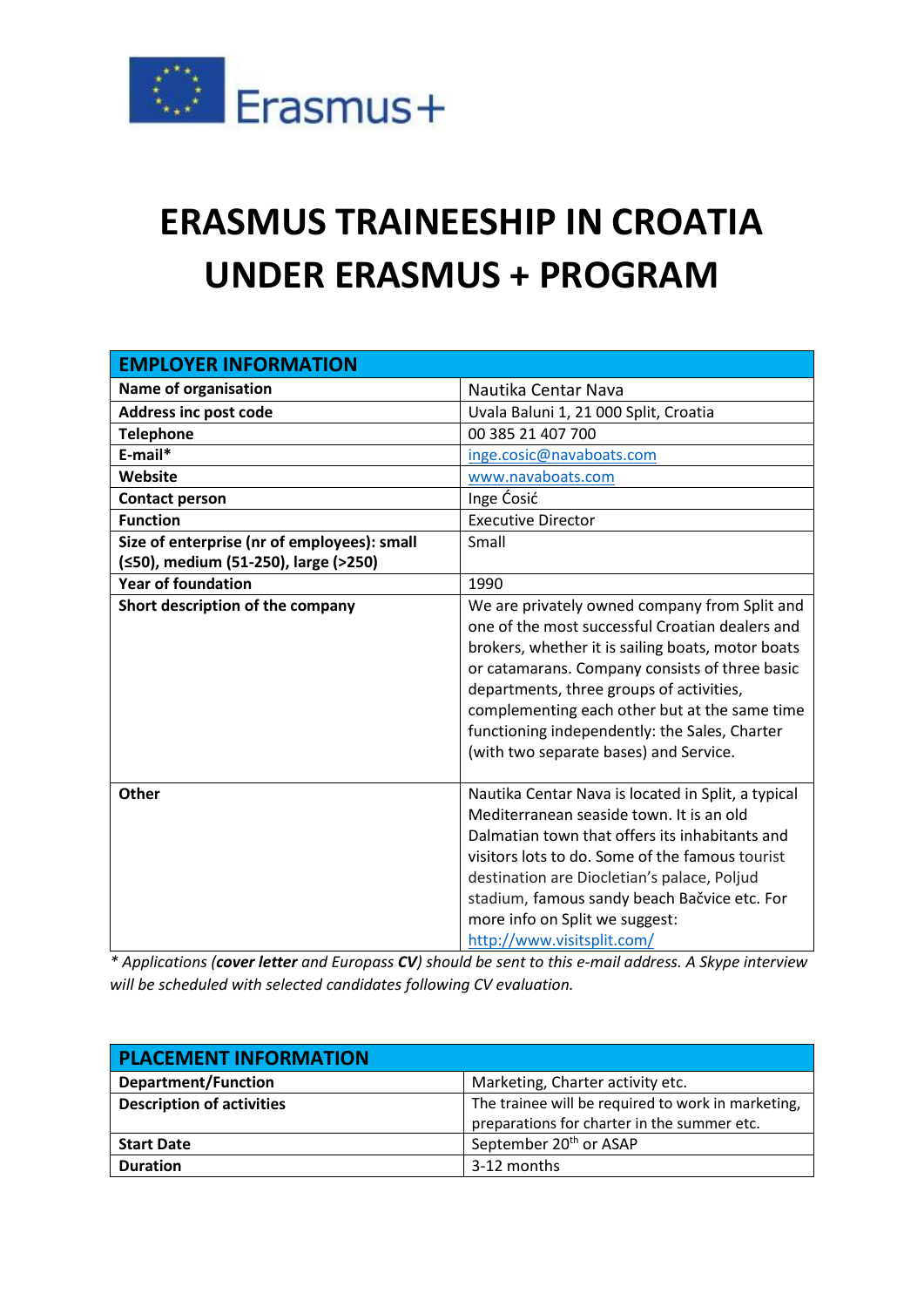Erasmus+

# ERASMUS TRAINEESHIP IN CROATIA UNDER ERASMUS + PROGRAM

| EMPLOYER INFORMATION | |
|---|---|
| **Name of organisation** | Nautika Centar Nava |
| **Address inc post code** | Uvala Baluni 1, 21 000 Split, Croatia |
| **Telephone** | 00 385 21 407 700 |
| **E-mail*** | inge.cosic@navaboats.com |
| **Website** | www.navaboats.com |
| **Contact person** | Inge Ćosić |
| **Function** | Executive Director |
| **Size of enterprise (nr of employees): small (≤50), medium (51-250), large (>250)** | Small |
| **Year of foundation** | 1990 |
| **Short description of the company** | We are privately owned company from Split and one of the most successful Croatian dealers and brokers, whether it is sailing boats, motor boats or catamarans. Company consists of three basic departments, three groups of activities, complementing each other but at the same time functioning independently: the Sales, Charter (with two separate bases) and Service. |
| **Other** | Nautika Centar Nava is located in Split, a typical Mediterranean seaside town. It is an old Dalmatian town that offers its inhabitants and visitors lots to do. Some of the famous tourist destination are Diocletian's palace, Poljud stadium, famous sandy beach Bačvice etc. For more info on Split we suggest: http://www.visitsplit.com/ |

*\* Applications (**cover letter** and Europass **CV**) should be sent to this e-mail address. A Skype interview will be scheduled with selected candidates following CV evaluation.*

| PLACEMENT INFORMATION | |
|---|---|
| **Department/Function** | Marketing, Charter activity etc. |
| **Description of activities** | The trainee will be required to work in marketing, preparations for charter in the summer etc. |
| **Start Date** | September 20th or ASAP |
| **Duration** | 3-12 months |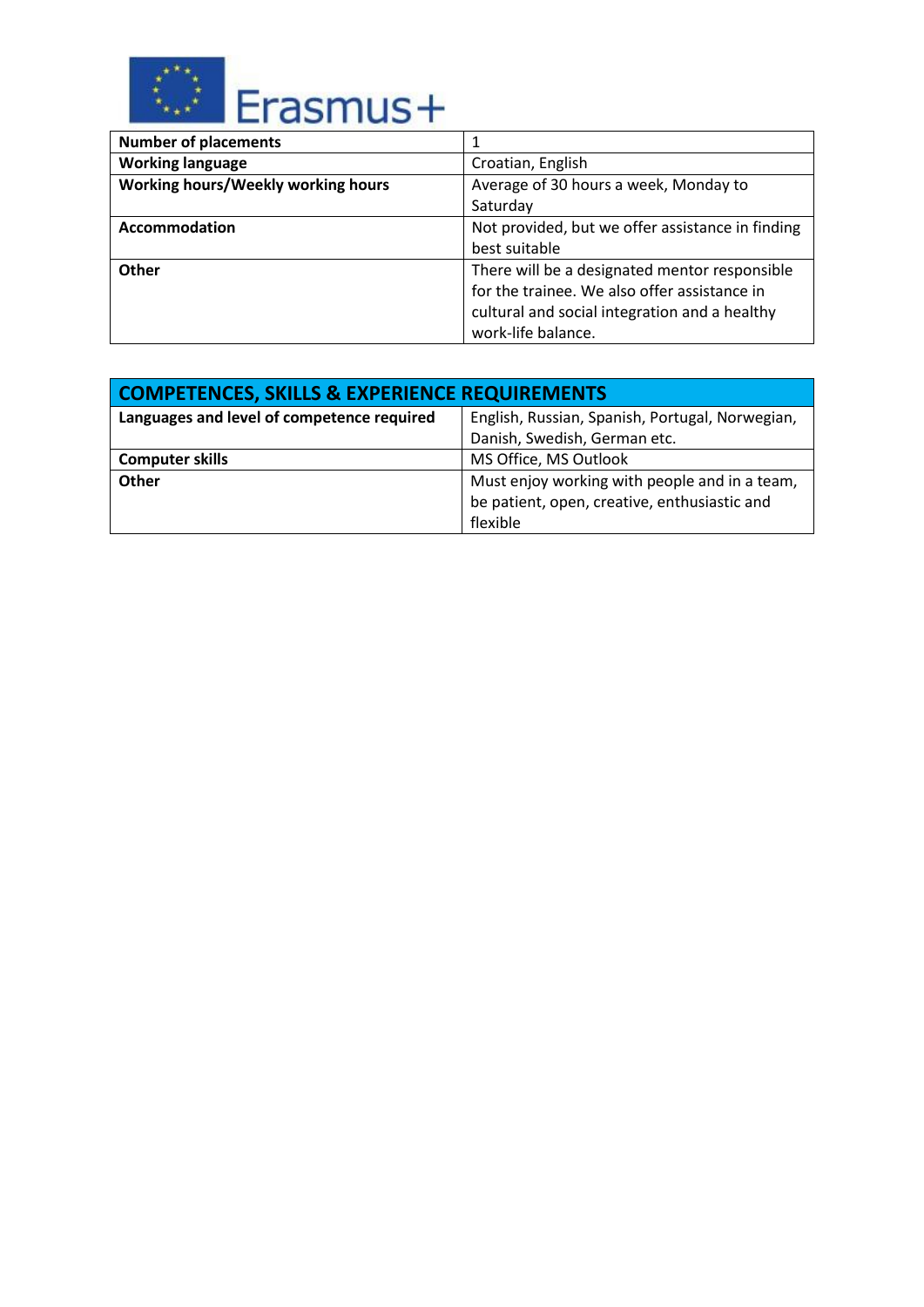| | |
|---|---|
| **Number of placements** | 1 |
| **Working language** | Croatian, English |
| **Working hours/Weekly working hours** | Average of 30 hours a week, Monday to Saturday |
| **Accommodation** | Not provided, but we offer assistance in finding best suitable |
| **Other** | There will be a designated mentor responsible for the trainee. We also offer assistance in cultural and social integration and a healthy work-life balance. |

| **COMPETENCES, SKILLS & EXPERIENCE REQUIREMENTS** | |
|---|---|
| **Languages and level of competence required** | English, Russian, Spanish, Portugal, Norwegian, Danish, Swedish, German etc. |
| **Computer skills** | MS Office, MS Outlook |
| **Other** | Must enjoy working with people and in a team, be patient, open, creative, enthusiastic and flexible |